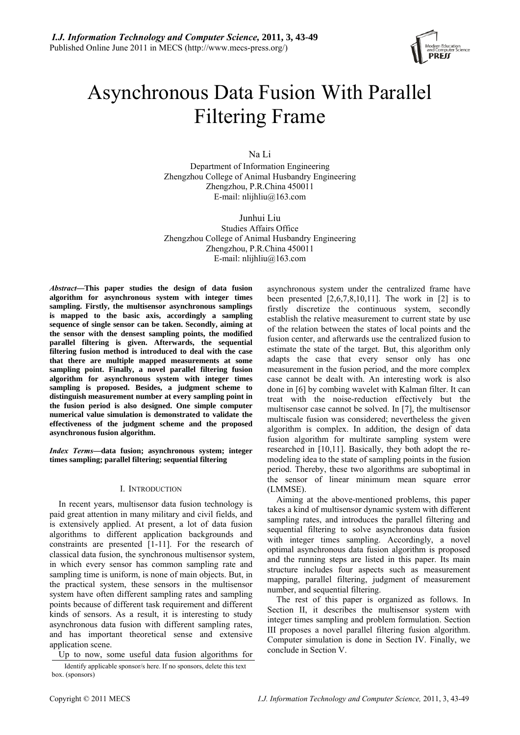# Asynchronous Data Fusion With Parallel Filtering Frame

Na Li
Department of Information Engineering
Zhengzhou College of Animal Husbandry Engineering
Zhengzhou, P.R.China 450011
E-mail: nlijhliu@163.com

Junhui Liu
Studies Affairs Office
Zhengzhou College of Animal Husbandry Engineering
Zhengzhou, P.R.China 450011
E-mail: nlijhliu@163.com

***Abstract*—This paper studies the design of data fusion algorithm for asynchronous system with integer times sampling. Firstly, the multisensor asynchronous samplings is mapped to the basic axis, accordingly a sampling sequence of single sensor can be taken. Secondly, aiming at the sensor with the densest sampling points, the modified parallel filtering is given. Afterwards, the sequential filtering fusion method is introduced to deal with the case that there are multiple mapped measurements at some sampling point. Finally, a novel parallel filtering fusion algorithm for asynchronous system with integer times sampling is proposed. Besides, a judgment scheme to distinguish measurement number at every sampling point in the fusion period is also designed. One simple computer numerical value simulation is demonstrated to validate the effectiveness of the judgment scheme and the proposed asynchronous fusion algorithm.**

***Index Terms*—data fusion; asynchronous system; integer times sampling; parallel filtering; sequential filtering**

## I. Introduction

In recent years, multisensor data fusion technology is paid great attention in many military and civil fields, and is extensively applied. At present, a lot of data fusion algorithms to different application backgrounds and constraints are presented [1-11]. For the research of classical data fusion, the synchronous multisensor system, in which every sensor has common sampling rate and sampling time is uniform, is none of main objects. But, in the practical system, these sensors in the multisensor system have often different sampling rates and sampling points because of different task requirement and different kinds of sensors. As a result, it is interesting to study asynchronous data fusion with different sampling rates, and has important theoretical sense and extensive application scene.

Up to now, some useful data fusion algorithms for asynchronous system under the centralized frame have been presented [2,6,7,8,10,11]. The work in [2] is to firstly discretize the continuous system, secondly establish the relative measurement to current state by use of the relation between the states of local points and the fusion center, and afterwards use the centralized fusion to estimate the state of the target. But, this algorithm only adapts the case that every sensor only has one measurement in the fusion period, and the more complex case cannot be dealt with. An interesting work is also done in [6] by combing wavelet with Kalman filter. It can treat with the noise-reduction effectively but the multisensor case cannot be solved. In [7], the multisensor multiscale fusion was considered; nevertheless the given algorithm is complex. In addition, the design of data fusion algorithm for multirate sampling system were researched in [10,11]. Basically, they both adopt the re-modeling idea to the state of sampling points in the fusion period. Thereby, these two algorithms are suboptimal in the sensor of linear minimum mean square error (LMMSE).

Aiming at the above-mentioned problems, this paper takes a kind of multisensor dynamic system with different sampling rates, and introduces the parallel filtering and sequential filtering to solve asynchronous data fusion with integer times sampling. Accordingly, a novel optimal asynchronous data fusion algorithm is proposed and the running steps are listed in this paper. Its main structure includes four aspects such as measurement mapping, parallel filtering, judgment of measurement number, and sequential filtering.

The rest of this paper is organized as follows. In Section II, it describes the multisensor system with integer times sampling and problem formulation. Section III proposes a novel parallel filtering fusion algorithm. Computer simulation is done in Section IV. Finally, we conclude in Section V.

Identify applicable sponsor/s here. If no sponsors, delete this text box. (sponsors)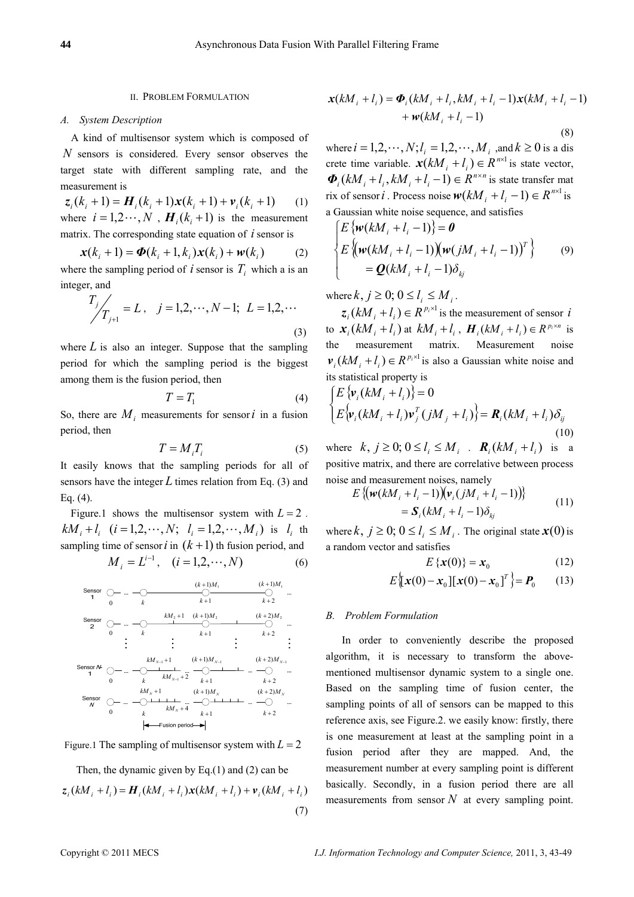## II. Problem Formulation

### A. System Description

A kind of multisensor system which is composed of $N$ sensors is considered. Every sensor observes the target state with different sampling rate, and the measurement is

$$z_i(k_i+1) = H_i(k_i+1)x(k_i+1) + v_i(k_i+1) \tag{1}$$

where $i = 1,2\cdots,N$ , $H_i(k_i+1)$ is the measurement matrix. The corresponding state equation of $i$ sensor is

$$x(k_i+1) = \Phi(k_i+1,k_i)x(k_i) + w(k_i) \tag{2}$$

where the sampling period of $i$ sensor is $T_i$ which a is an integer, and

$$T_j \big/ T_{j+1} = L, \quad j = 1,2,\cdots,N-1; \; L = 1,2,\cdots \tag{3}$$

where $L$ is also an integer. Suppose that the sampling period for which the sampling period is the biggest among them is the fusion period, then

$$T = T_1 \tag{4}$$

So, there are $M_i$ measurements for sensor $i$ in a fusion period, then

$$T = M_i T_i \tag{5}$$

It easily knows that the sampling periods for all of sensors have the integer $L$ times relation from Eq. (3) and Eq. (4).

Figure.1 shows the multisensor system with $L = 2$ . $kM_i + l_i \; (i = 1,2,\cdots,N; \; l_i = 1,2,\cdots,M_i)$ is $l_i$ th sampling time of sensor $i$ in $(k+1)$ th fusion period, and

$$M_i = L^{i-1}, \quad (i = 1,2,\cdots,N) \tag{6}$$

Figure.1 The sampling of multisensor system with $L = 2$

Then, the dynamic given by Eq.(1) and (2) can be

$$z_i(kM_i+l_i) = H_i(kM_i+l_i)x(kM_i+l_i) + v_i(kM_i+l_i) \tag{7}$$

$$\begin{aligned} x(kM_i+l_i) = {} & \Phi_i(kM_i+l_i, kM_i+l_i-1)x(kM_i+l_i-1) \\ & + w(kM_i+l_i-1) \end{aligned} \tag{8}$$

where $i = 1,2,\cdots,N; l_i = 1,2,\cdots,M_i$ ,and $k \geq 0$ is a discrete time variable. $x(kM_i+l_i) \in R^{n\times 1}$ is state vector, $\Phi_i(kM_i+l_i, kM_i+l_i-1) \in R^{n\times n}$ is state transfer matrix of sensor $i$ . Process noise $w(kM_i+l_i-1) \in R^{n\times 1}$ is a Gaussian white noise sequence, and satisfies

$$\begin{cases} E\{w(kM_i+l_i-1)\} = 0 \\ E\{(w(kM_i+l_i-1))(w(jM_i+l_i-1))^T\} \\ \quad = Q(kM_i+l_i-1)\delta_{kj} \end{cases} \tag{9}$$

where $k, j \geq 0; 0 \leq l_i \leq M_i$ .

$z_i(kM_i+l_i) \in R^{p_i\times 1}$ is the measurement of sensor $i$ to $x_i(kM_i+l_i)$ at $kM_i+l_i$ , $H_i(kM_i+l_i) \in R^{p_i\times n}$ is the measurement matrix. Measurement noise $v_i(kM_i+l_i) \in R^{p_i\times 1}$ is also a Gaussian white noise and its statistical property is

$$\begin{cases} E\{v_i(kM_i+l_i)\} = 0 \\ E\{v_i(kM_i+l_i)v_j^T(jM_j+l_i)\} = R_i(kM_i+l_i)\delta_{ij} \end{cases} \tag{10}$$

where $k, j \geq 0; 0 \leq l_i \leq M_i$ . $R_i(kM_i+l_i)$ is a positive matrix, and there are correlative between process noise and measurement noises, namely

$$\begin{aligned} & E\{(w(kM_i+l_i-1))(v_i(jM_i+l_i-1))\} \\ & = S_i(kM_i+l_i-1)\delta_{kj} \end{aligned} \tag{11}$$

where $k, j \geq 0; 0 \leq l_i \leq M_i$ . The original state $x(0)$ is a random vector and satisfies

$$E\{x(0)\} = x_0 \tag{12}$$

$$E\{[x(0)-x_0][x(0)-x_0]^T\} = P_0 \tag{13}$$

### B. Problem Formulation

In order to conveniently describe the proposed algorithm, it is necessary to transform the above-mentioned multisensor dynamic system to a single one. Based on the sampling time of fusion center, the sampling points of all of sensors can be mapped to this reference axis, see Figure.2. we easily know: firstly, there is one measurement at least at the sampling point in a fusion period after they are mapped. And, the measurement number at every sampling point is different basically. Secondly, in a fusion period there are all measurements from sensor $N$ at every sampling point.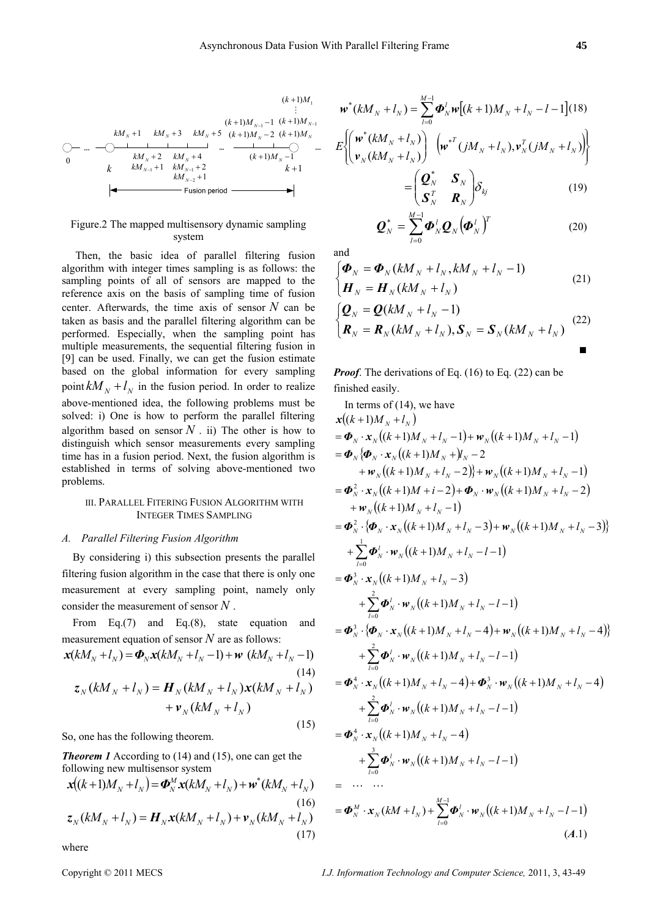Figure.2 The mapped multisensory dynamic sampling system

Then, the basic idea of parallel filtering fusion algorithm with integer times sampling is as follows: the sampling points of all of sensors are mapped to the reference axis on the basis of sampling time of fusion center. Afterwards, the time axis of sensor $N$ can be taken as basis and the parallel filtering algorithm can be performed. Especially, when the sampling point has multiple measurements, the sequential filtering fusion in [9] can be used. Finally, we can get the fusion estimate based on the global information for every sampling point $kM_N + l_N$ in the fusion period. In order to realize above-mentioned idea, the following problems must be solved: i) One is how to perform the parallel filtering algorithm based on sensor $N$. ii) The other is how to distinguish which sensor measurements every sampling time has in a fusion period. Next, the fusion algorithm is established in terms of solving above-mentioned two problems.

## III. Parallel Fitering Fusion Algorithm with Integer Times Sampling

### A. Parallel Filtering Fusion Algorithm

By considering i) this subsection presents the parallel filtering fusion algorithm in the case that there is only one measurement at every sampling point, namely only consider the measurement of sensor $N$.

From Eq.(7) and Eq.(8), state equation and measurement equation of sensor $N$ are as follows:

$$\boldsymbol{x}(kM_N + l_N) = \boldsymbol{\Phi}_N \boldsymbol{x}(kM_N + l_N - 1) + \boldsymbol{w}\ (kM_N + l_N - 1) \tag{14}$$

$$\boldsymbol{z}_N(kM_N + l_N) = \boldsymbol{H}_N(kM_N + l_N)\boldsymbol{x}(kM_N + l_N) + \boldsymbol{v}_N(kM_N + l_N) \tag{15}$$

So, one has the following theorem.

***Theorem 1*** According to (14) and (15), one can get the following new multisensor system

$$\boldsymbol{x}\big((k+1)M_N + l_N\big) = \boldsymbol{\Phi}_N^M \boldsymbol{x}(kM_N + l_N) + \boldsymbol{w}^*(kM_N + l_N) \tag{16}$$

$$\boldsymbol{z}_N(kM_N + l_N) = \boldsymbol{H}_N \boldsymbol{x}(kM_N + l_N) + \boldsymbol{v}_N(kM_N + l_N) \tag{17}$$

where

$$\boldsymbol{w}^*(kM_N + l_N) = \sum_{l=0}^{M-1} \boldsymbol{\Phi}_N^l \boldsymbol{w}\big[(k+1)M_N + l_N - l - 1\big] \tag{18}$$

$$E\left\{\begin{pmatrix} \boldsymbol{w}^*(kM_N + l_N) \\ \boldsymbol{v}_N(kM_N + l_N) \end{pmatrix} \begin{pmatrix} \boldsymbol{w}^{*T}(jM_N + l_N), \boldsymbol{v}_N^T(jM_N + l_N) \end{pmatrix}\right\} = \begin{pmatrix} \boldsymbol{Q}_N^* & \boldsymbol{S}_N \\ \boldsymbol{S}_N^T & \boldsymbol{R}_N \end{pmatrix} \delta_{kj} \tag{19}$$

$$\boldsymbol{Q}_N^* = \sum_{l=0}^{M-1} \boldsymbol{\Phi}_N^l \boldsymbol{Q}_N \left(\boldsymbol{\Phi}_N^l\right)^T \tag{20}$$

and

$$\begin{cases} \boldsymbol{\Phi}_N = \boldsymbol{\Phi}_N(kM_N + l_N, kM_N + l_N - 1) \\ \boldsymbol{H}_N = \boldsymbol{H}_N(kM_N + l_N) \end{cases} \tag{21}$$

$$\begin{cases} \boldsymbol{Q}_N = \boldsymbol{Q}(kM_N + l_N - 1) \\ \boldsymbol{R}_N = \boldsymbol{R}_N(kM_N + l_N), \boldsymbol{S}_N = \boldsymbol{S}_N(kM_N + l_N) \end{cases} \tag{22}$$

■

***Proof***. The derivations of Eq. (16) to Eq. (22) can be finished easily.

In terms of (14), we have

$$\begin{aligned}
&\boldsymbol{x}\big((k+1)M_N + l_N\big) \\
&= \boldsymbol{\Phi}_N \cdot \boldsymbol{x}_N\big((k+1)M_N + l_N - 1\big) + \boldsymbol{w}_N\big((k+1)M_N + l_N - 1\big) \\
&= \boldsymbol{\Phi}_N \big\{\boldsymbol{\Phi}_N \cdot \boldsymbol{x}_N\big((k+1)M_N + \big)l_N - 2 \\
&\quad + \boldsymbol{w}_N\big((k+1)M_N + l_N - 2\big)\big\} + \boldsymbol{w}_N\big((k+1)M_N + l_N - 1\big) \\
&= \boldsymbol{\Phi}_N^2 \cdot \boldsymbol{x}_N\big((k+1)M + i - 2\big) + \boldsymbol{\Phi}_N \cdot \boldsymbol{w}_N\big((k+1)M_N + l_N - 2\big) \\
&\quad + \boldsymbol{w}_N\big((k+1)M_N + l_N - 1\big) \\
&= \boldsymbol{\Phi}_N^2 \cdot \big\{\boldsymbol{\Phi}_N \cdot \boldsymbol{x}_N\big((k+1)M_N + l_N - 3\big) + \boldsymbol{w}_N\big((k+1)M_N + l_N - 3\big)\big\} \\
&\quad + \sum_{l=0}^{1} \boldsymbol{\Phi}_N^l \cdot \boldsymbol{w}_N\big((k+1)M_N + l_N - l - 1\big) \\
&= \boldsymbol{\Phi}_N^3 \cdot \boldsymbol{x}_N\big((k+1)M_N + l_N - 3\big) \\
&\quad + \sum_{l=0}^{2} \boldsymbol{\Phi}_N^l \cdot \boldsymbol{w}_N\big((k+1)M_N + l_N - l - 1\big) \\
&= \boldsymbol{\Phi}_N^3 \cdot \big\{\boldsymbol{\Phi}_N \cdot \boldsymbol{x}_N\big((k+1)M_N + l_N - 4\big) + \boldsymbol{w}_N\big((k+1)M_N + l_N - 4\big)\big\} \\
&\quad + \sum_{l=0}^{2} \boldsymbol{\Phi}_N^l \cdot \boldsymbol{w}_N\big((k+1)M_N + l_N - l - 1\big) \\
&= \boldsymbol{\Phi}_N^4 \cdot \boldsymbol{x}_N\big((k+1)M_N + l_N - 4\big) + \boldsymbol{\Phi}_N^3 \cdot \boldsymbol{w}_N\big((k+1)M_N + l_N - 4\big) \\
&\quad + \sum_{l=0}^{2} \boldsymbol{\Phi}_N^l \cdot \boldsymbol{w}_N\big((k+1)M_N + l_N - l - 1\big) \\
&= \boldsymbol{\Phi}_N^4 \cdot \boldsymbol{x}_N\big((k+1)M_N + l_N - 4\big) \\
&\quad + \sum_{l=0}^{3} \boldsymbol{\Phi}_N^l \cdot \boldsymbol{w}_N\big((k+1)M_N + l_N - l - 1\big) \\
&= \cdots\ \cdots \\
&= \boldsymbol{\Phi}_N^M \cdot \boldsymbol{x}_N(kM + l_N) + \sum_{l=0}^{M-1} \boldsymbol{\Phi}_N^l \cdot \boldsymbol{w}_N\big((k+1)M_N + l_N - l - 1\big)
\end{aligned} \tag{A.1}$$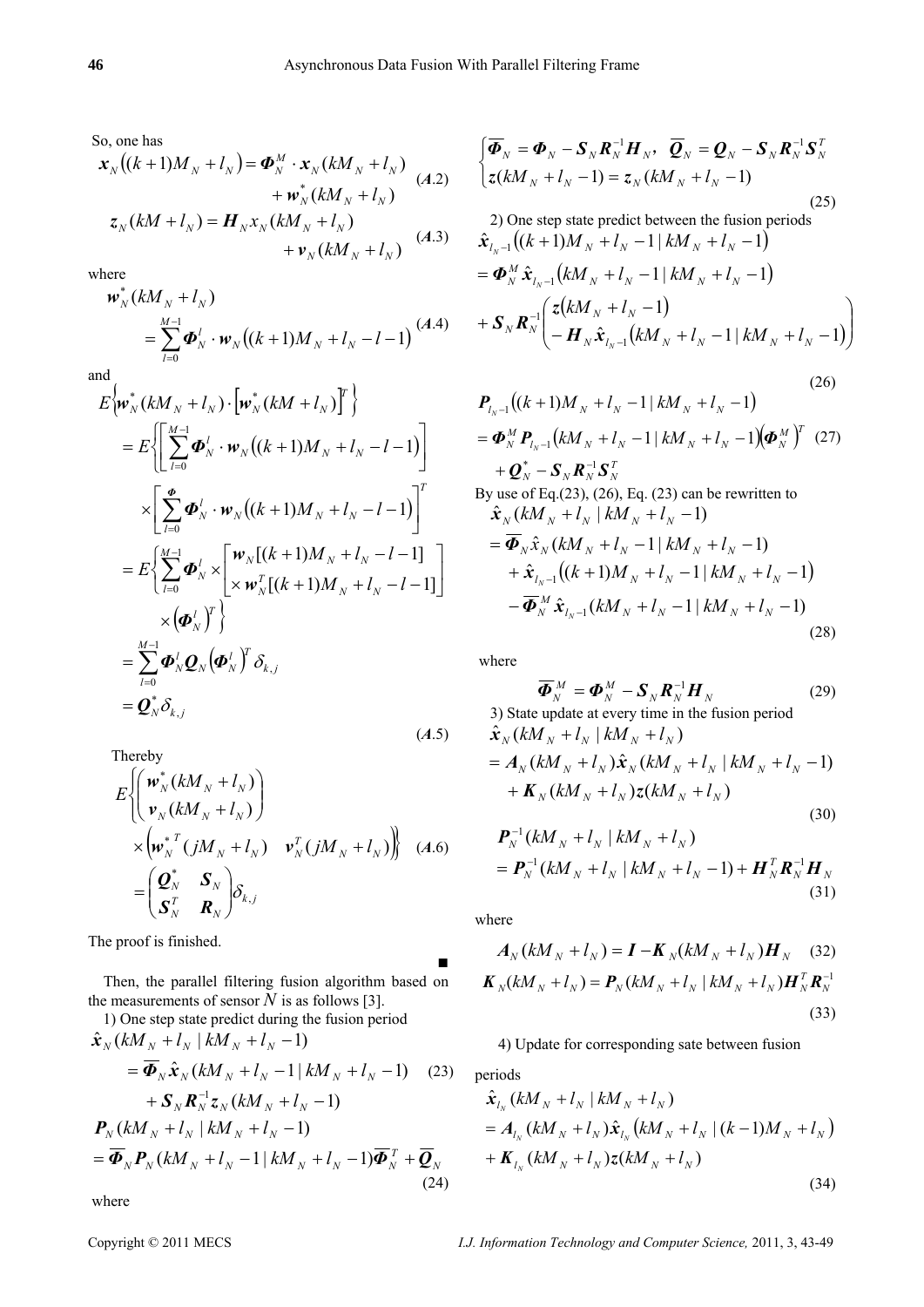So, one has

$$\boldsymbol{x}_N\big((k+1)M_N + l_N\big) = \boldsymbol{\Phi}_N^M \cdot \boldsymbol{x}_N(kM_N + l_N) + \boldsymbol{w}_N^*(kM_N + l_N) \quad (A.2)$$

$$\boldsymbol{z}_N(kM + l_N) = \boldsymbol{H}_N x_N(kM_N + l_N) + \boldsymbol{v}_N(kM_N + l_N) \quad (A.3)$$

where

$$\boldsymbol{w}_N^*(kM_N + l_N) = \sum_{l=0}^{M-1} \boldsymbol{\Phi}_N^l \cdot \boldsymbol{w}_N\big((k+1)M_N + l_N - l - 1\big) \quad (A.4)$$

and

$$\begin{aligned}
&E\left\{\boldsymbol{w}_N^*(kM_N + l_N)\cdot\left[\boldsymbol{w}_N^*(kM + l_N)\right]^T\right\} \\
&= E\left\{\left[\sum_{l=0}^{M-1}\boldsymbol{\Phi}_N^l \cdot \boldsymbol{w}_N\big((k+1)M_N + l_N - l - 1\big)\right] \times \left[\sum_{l=0}^{\boldsymbol{\Phi}}\boldsymbol{\Phi}_N^l \cdot \boldsymbol{w}_N\big((k+1)M_N + l_N - l - 1\big)\right]^T\right\} \\
&= E\left\{\sum_{l=0}^{M-1}\boldsymbol{\Phi}_N^l \times \begin{bmatrix}\boldsymbol{w}_N[(k+1)M_N + l_N - l - 1] \\ \times \boldsymbol{w}_N^T[(k+1)M_N + l_N - l - 1]\end{bmatrix} \times \left(\boldsymbol{\Phi}_N^l\right)^T\right\} \\
&= \sum_{l=0}^{M-1}\boldsymbol{\Phi}_N^l \boldsymbol{Q}_N \left(\boldsymbol{\Phi}_N^l\right)^T \delta_{k,j} \\
&= \boldsymbol{Q}_N^* \delta_{k,j}
\end{aligned} \quad (A.5)$$

Thereby

$$E\left\{\begin{pmatrix}\boldsymbol{w}_N^*(kM_N + l_N) \\ \boldsymbol{v}_N(kM_N + l_N)\end{pmatrix} \times \begin{pmatrix}\boldsymbol{w}_N^{*T}(jM_N + l_N) & \boldsymbol{v}_N^T(jM_N + l_N)\end{pmatrix}\right\} = \begin{pmatrix}\boldsymbol{Q}_N^* & \boldsymbol{S}_N \\ \boldsymbol{S}_N^T & \boldsymbol{R}_N\end{pmatrix}\delta_{k,j} \quad (A.6)$$

The proof is finished. ■

Then, the parallel filtering fusion algorithm based on the measurements of sensor $N$ is as follows [3].

1) One step state predict during the fusion period

$$\hat{\boldsymbol{x}}_N(kM_N + l_N \mid kM_N + l_N - 1) = \overline{\boldsymbol{\Phi}}_N \hat{\boldsymbol{x}}_N(kM_N + l_N - 1 \mid kM_N + l_N - 1) + \boldsymbol{S}_N \boldsymbol{R}_N^{-1} \boldsymbol{z}_N(kM_N + l_N - 1) \quad (23)$$

$$\boldsymbol{P}_N(kM_N + l_N \mid kM_N + l_N - 1) = \overline{\boldsymbol{\Phi}}_N \boldsymbol{P}_N(kM_N + l_N - 1 \mid kM_N + l_N - 1)\overline{\boldsymbol{\Phi}}_N^T + \overline{\boldsymbol{Q}}_N \quad (24)$$

where

$$\begin{cases}\overline{\boldsymbol{\Phi}}_N = \boldsymbol{\Phi}_N - \boldsymbol{S}_N \boldsymbol{R}_N^{-1}\boldsymbol{H}_N, \quad \overline{\boldsymbol{Q}}_N = \boldsymbol{Q}_N - \boldsymbol{S}_N \boldsymbol{R}_N^{-1}\boldsymbol{S}_N^T \\ \boldsymbol{z}(kM_N + l_N - 1) = \boldsymbol{z}_N(kM_N + l_N - 1)\end{cases} \quad (25)$$

2) One step state predict between the fusion periods

$$\begin{aligned}
&\hat{\boldsymbol{x}}_{l_N - 1}\big((k+1)M_N + l_N - 1 \mid kM_N + l_N - 1\big) \\
&= \boldsymbol{\Phi}_N^M \hat{\boldsymbol{x}}_{l_N - 1}\big(kM_N + l_N - 1 \mid kM_N + l_N - 1\big) \\
&\quad + \boldsymbol{S}_N \boldsymbol{R}_N^{-1}\begin{pmatrix}\boldsymbol{z}\big(kM_N + l_N - 1\big) \\ - \boldsymbol{H}_N \hat{\boldsymbol{x}}_{l_N - 1}\big(kM_N + l_N - 1 \mid kM_N + l_N - 1\big)\end{pmatrix}
\end{aligned} \quad (26)$$

$$\begin{aligned}
&\boldsymbol{P}_{l_N - 1}\big((k+1)M_N + l_N - 1 \mid kM_N + l_N - 1\big) \\
&= \boldsymbol{\Phi}_N^M \boldsymbol{P}_{l_N - 1}\big(kM_N + l_N - 1 \mid kM_N + l_N - 1\big)\left(\boldsymbol{\Phi}_N^M\right)^T \\
&\quad + \boldsymbol{Q}_N^* - \boldsymbol{S}_N \boldsymbol{R}_N^{-1}\boldsymbol{S}_N^T
\end{aligned} \quad (27)$$

By use of Eq.(23), (26), Eq. (23) can be rewritten to

$$\begin{aligned}
&\hat{\boldsymbol{x}}_N(kM_N + l_N \mid kM_N + l_N - 1) \\
&= \overline{\boldsymbol{\Phi}}_N \hat{x}_N(kM_N + l_N - 1 \mid kM_N + l_N - 1) \\
&\quad + \hat{\boldsymbol{x}}_{l_N - 1}\big((k+1)M_N + l_N - 1 \mid kM_N + l_N - 1\big) \\
&\quad - \overline{\boldsymbol{\Phi}}_N^M \hat{\boldsymbol{x}}_{l_N - 1}(kM_N + l_N - 1 \mid kM_N + l_N - 1)
\end{aligned} \quad (28)$$

where

$$\overline{\boldsymbol{\Phi}}_N^M = \boldsymbol{\Phi}_N^M - \boldsymbol{S}_N \boldsymbol{R}_N^{-1}\boldsymbol{H}_N \quad (29)$$

3) State update at every time in the fusion period

$$\begin{aligned}
&\hat{\boldsymbol{x}}_N(kM_N + l_N \mid kM_N + l_N) \\
&= \boldsymbol{A}_N(kM_N + l_N)\hat{\boldsymbol{x}}_N(kM_N + l_N \mid kM_N + l_N - 1) \\
&\quad + \boldsymbol{K}_N(kM_N + l_N)\boldsymbol{z}(kM_N + l_N)
\end{aligned} \quad (30)$$

$$\boldsymbol{P}_N^{-1}(kM_N + l_N \mid kM_N + l_N) = \boldsymbol{P}_N^{-1}(kM_N + l_N \mid kM_N + l_N - 1) + \boldsymbol{H}_N^T \boldsymbol{R}_N^{-1}\boldsymbol{H}_N \quad (31)$$

where

$$\boldsymbol{A}_N(kM_N + l_N) = \boldsymbol{I} - \boldsymbol{K}_N(kM_N + l_N)\boldsymbol{H}_N \quad (32)$$

$$\boldsymbol{K}_N(kM_N + l_N) = \boldsymbol{P}_N(kM_N + l_N \mid kM_N + l_N)\boldsymbol{H}_N^T \boldsymbol{R}_N^{-1} \quad (33)$$

4) Update for corresponding sate between fusion periods

$$\begin{aligned}
&\hat{\boldsymbol{x}}_{l_N}(kM_N + l_N \mid kM_N + l_N) \\
&= \boldsymbol{A}_{l_N}(kM_N + l_N)\hat{\boldsymbol{x}}_{l_N}\big(kM_N + l_N \mid (k-1)M_N + l_N\big) \\
&\quad + \boldsymbol{K}_{l_N}(kM_N + l_N)\boldsymbol{z}(kM_N + l_N)
\end{aligned} \quad (34)$$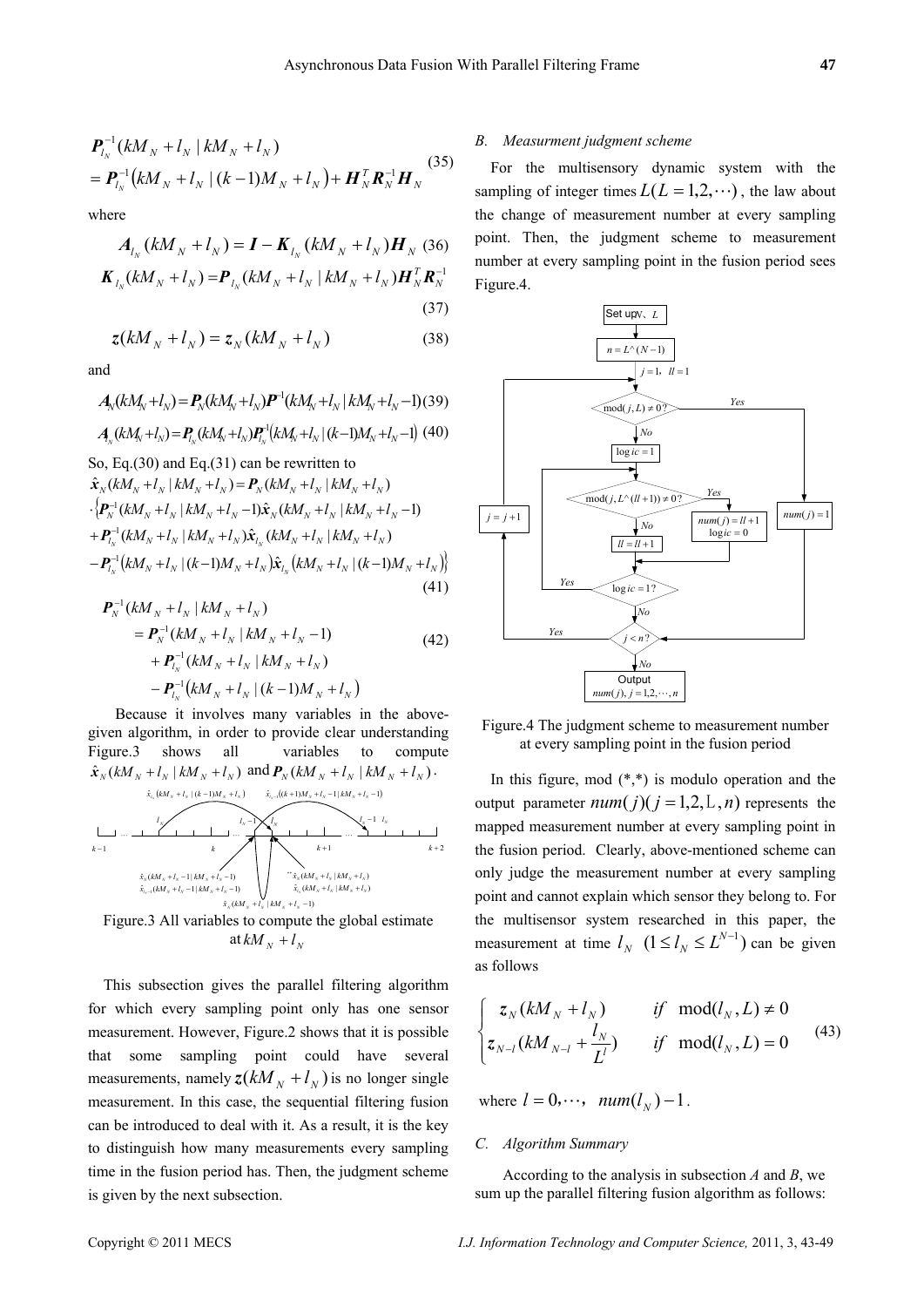$$
\begin{aligned}
&\boldsymbol{P}_{l_N}^{-1}(kM_N + l_N \mid kM_N + l_N) \\
&= \boldsymbol{P}_{l_N}^{-1}\left(kM_N + l_N \mid (k-1)M_N + l_N\right) + \boldsymbol{H}_N^T \boldsymbol{R}_N^{-1} \boldsymbol{H}_N
\end{aligned} \tag{35}
$$

where

$$
\boldsymbol{A}_{l_N}(kM_N + l_N) = \boldsymbol{I} - \boldsymbol{K}_{l_N}(kM_N + l_N)\boldsymbol{H}_N \tag{36}
$$

$$
\boldsymbol{K}_{l_N}(kM_N + l_N) = \boldsymbol{P}_{l_N}(kM_N + l_N \mid kM_N + l_N)\boldsymbol{H}_N^T \boldsymbol{R}_N^{-1} \tag{37}
$$

$$
\boldsymbol{z}(kM_N + l_N) = \boldsymbol{z}_N(kM_N + l_N) \tag{38}
$$

and

$$
\boldsymbol{A}_N(kM_N + l_N) = \boldsymbol{P}_N(kM_N + l_N)\boldsymbol{P}^{-1}(kM_N + l_N \mid kM_N + l_N - 1) \tag{39}
$$

$$
\boldsymbol{A}_{l_N}(kM_N + l_N) = \boldsymbol{P}_{l_N}(kM_N + l_N)\boldsymbol{P}_{l_N}^{-1}\left(kM_N + l_N \mid (k-1)M_N + l_N - 1\right) \tag{40}
$$

So, Eq.(30) and Eq.(31) can be rewritten to

$$
\begin{aligned}
&\hat{\boldsymbol{x}}_N(kM_N + l_N \mid kM_N + l_N) = \boldsymbol{P}_N(kM_N + l_N \mid kM_N + l_N) \\
&\cdot \left\{\boldsymbol{P}_N^{-1}(kM_N + l_N \mid kM_N + l_N - 1)\hat{\boldsymbol{x}}_N(kM_N + l_N \mid kM_N + l_N - 1)\right. \\
&+ \boldsymbol{P}_{l_N}^{-1}(kM_N + l_N \mid kM_N + l_N)\hat{\boldsymbol{x}}_{l_N}(kM_N + l_N \mid kM_N + l_N) \\
&\left.- \boldsymbol{P}_{l_N}^{-1}\left(kM_N + l_N \mid (k-1)M_N + l_N\right)\hat{\boldsymbol{x}}_{l_N}\left(kM_N + l_N \mid (k-1)M_N + l_N\right)\right\}
\end{aligned} \tag{41}
$$

$$
\begin{aligned}
&\boldsymbol{P}_N^{-1}(kM_N + l_N \mid kM_N + l_N) \\
&= \boldsymbol{P}_N^{-1}(kM_N + l_N \mid kM_N + l_N - 1) \\
&+ \boldsymbol{P}_{l_N}^{-1}(kM_N + l_N \mid kM_N + l_N) \\
&- \boldsymbol{P}_{l_N}^{-1}\left(kM_N + l_N \mid (k-1)M_N + l_N\right)
\end{aligned} \tag{42}
$$

Because it involves many variables in the above-given algorithm, in order to provide clear understanding Figure.3 shows all variables to compute $\hat{\boldsymbol{x}}_N(kM_N + l_N \mid kM_N + l_N)$ and $\boldsymbol{P}_N(kM_N + l_N \mid kM_N + l_N)$.

Figure.3 All variables to compute the global estimate at $kM_N + l_N$

This subsection gives the parallel filtering algorithm for which every sampling point only has one sensor measurement. However, Figure.2 shows that it is possible that some sampling point could have several measurements, namely $\boldsymbol{z}(kM_N + l_N)$ is no longer single measurement. In this case, the sequential filtering fusion can be introduced to deal with it. As a result, it is the key to distinguish how many measurements every sampling time in the fusion period has. Then, the judgment scheme is given by the next subsection.

### B. Measurment judgment scheme

For the multisensory dynamic system with the sampling of integer times $L(L = 1, 2, \cdots)$, the law about the change of measurement number at every sampling point. Then, the judgment scheme to measurement number at every sampling point in the fusion period sees Figure.4.

Figure.4 The judgment scheme to measurement number at every sampling point in the fusion period

In this figure, mod (\*,\*) is modulo operation and the output parameter $num(j)(j = 1, 2, \cdots, n)$ represents the mapped measurement number at every sampling point in the fusion period. Clearly, above-mentioned scheme can only judge the measurement number at every sampling point and cannot explain which sensor they belong to. For the multisensor system researched in this paper, the measurement at time $l_N \quad (1 \le l_N \le L^{N-1})$ can be given as follows

$$
\begin{cases}
\boldsymbol{z}_N(kM_N + l_N) & if \quad \mathrm{mod}(l_N, L) \neq 0 \\
\boldsymbol{z}_{N-l}(kM_{N-l} + \dfrac{l_N}{L^l}) & if \quad \mathrm{mod}(l_N, L) = 0
\end{cases} \tag{43}
$$

where $l = 0, \cdots, \; num(l_N) - 1$.

### C. Algorithm Summary

According to the analysis in subsection *A* and *B*, we sum up the parallel filtering fusion algorithm as follows: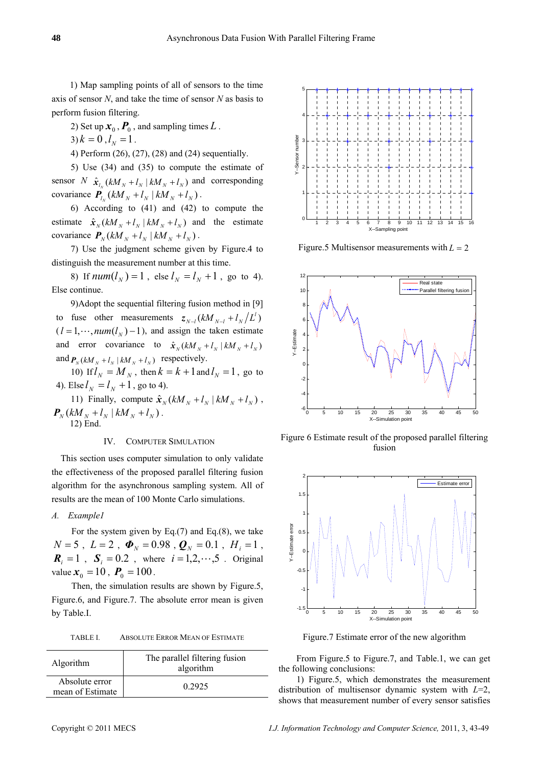1) Map sampling points of all of sensors to the time axis of sensor $N$, and take the time of sensor $N$ as basis to perform fusion filtering.

2) Set up $\boldsymbol{x}_0$, $\boldsymbol{P}_0$, and sampling times $L$.

3) $k = 0$, $l_N = 1$.

4) Perform (26), (27), (28) and (24) sequentially.

5) Use (34) and (35) to compute the estimate of sensor $N$ $\hat{\boldsymbol{x}}_{l_N}(kM_N + l_N \mid kM_N + l_N)$ and corresponding covariance $\boldsymbol{P}_{l_N}(kM_N + l_N \mid kM_N + l_N)$.

6) According to (41) and (42) to compute the estimate $\hat{\boldsymbol{x}}_N(kM_N + l_N \mid kM_N + l_N)$ and the estimate covariance $\boldsymbol{P}_N(kM_N + l_N \mid kM_N + l_N)$.

7) Use the judgment scheme given by Figure.4 to distinguish the measurement number at this time.

8) If $num(l_N) = 1$, else $l_N = l_N + 1$, go to 4). Else continue.

9)Adopt the sequential filtering fusion method in [9] to fuse other measurements $\boldsymbol{z}_{N-l}(kM_{N-l} + l_N / L^l)$ ($l = 1, \cdots, num(l_N) - 1$), and assign the taken estimate and error covariance to $\hat{\boldsymbol{x}}_N(kM_N + l_N \mid kM_N + l_N)$ and $\boldsymbol{P}_N(kM_N + l_N \mid kM_N + l_N)$ respectively.

10) If $l_N = M_N$, then $k = k + 1$ and $l_N = 1$, go to 4). Else $l_N = l_N + 1$, go to 4).

11) Finally, compute $\hat{\boldsymbol{x}}_N(kM_N + l_N \mid kM_N + l_N)$, $\boldsymbol{P}_N(kM_N + l_N \mid kM_N + l_N)$.

12) End.

## IV. COMPUTER SIMULATION

This section uses computer simulation to only validate the effectiveness of the proposed parallel filtering fusion algorithm for the asynchronous sampling system. All of results are the mean of 100 Monte Carlo simulations.

### A. Example1

For the system given by Eq.(7) and Eq.(8), we take $N = 5$, $L = 2$, $\boldsymbol{\Phi}_N = 0.98$, $\boldsymbol{Q}_N = 0.1$, $H_i = 1$, $\boldsymbol{R}_i = 1$, $\boldsymbol{S}_i = 0.2$, where $i = 1, 2, \cdots, 5$. Original value $\boldsymbol{x}_0 = 10$, $\boldsymbol{P}_0 = 100$.

Then, the simulation results are shown by Figure.5, Figure.6, and Figure.7. The absolute error mean is given by Table.I.

TABLE I. ABSOLUTE ERROR MEAN OF ESTIMATE

| Algorithm | The parallel filtering fusion algorithm |
|---|---|
| Absolute error mean of Estimate | 0.2925 |

Figure.5 Multisensor measurements with $L = 2$

Figure 6 Estimate result of the proposed parallel filtering fusion

Figure.7 Estimate error of the new algorithm

From Figure.5 to Figure.7, and Table.1, we can get the following conclusions:

1) Figure.5, which demonstrates the measurement distribution of multisensor dynamic system with $L$=2, shows that measurement number of every sensor satisfies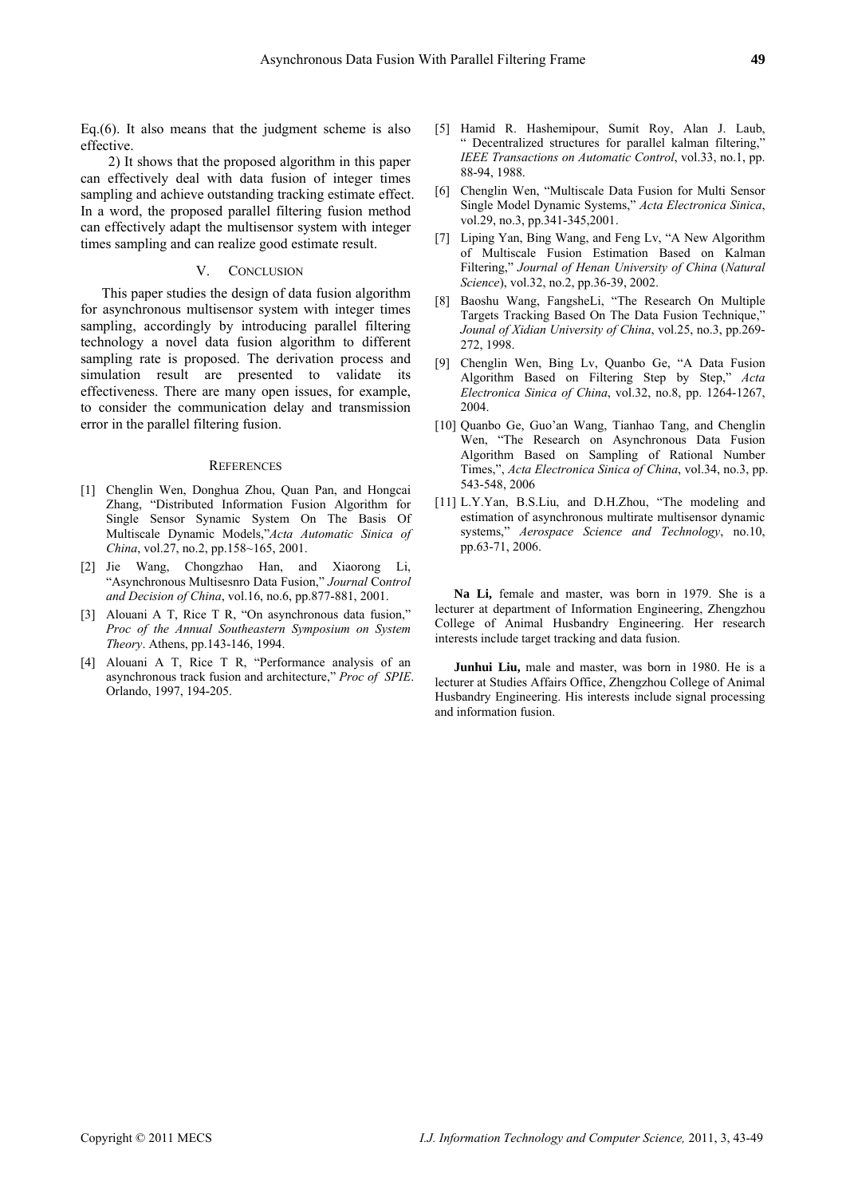Eq.(6). It also means that the judgment scheme is also effective.

2) It shows that the proposed algorithm in this paper can effectively deal with data fusion of integer times sampling and achieve outstanding tracking estimate effect. In a word, the proposed parallel filtering fusion method can effectively adapt the multisensor system with integer times sampling and can realize good estimate result.

## V. CONCLUSION

This paper studies the design of data fusion algorithm for asynchronous multisensor system with integer times sampling, accordingly by introducing parallel filtering technology a novel data fusion algorithm to different sampling rate is proposed. The derivation process and simulation result are presented to validate its effectiveness. There are many open issues, for example, to consider the communication delay and transmission error in the parallel filtering fusion.

## REFERENCES

[1] Chenglin Wen, Donghua Zhou, Quan Pan, and Hongcai Zhang, "Distributed Information Fusion Algorithm for Single Sensor Synamic System On The Basis Of Multiscale Dynamic Models,"*Acta Automatic Sinica of China*, vol.27, no.2, pp.158~165, 2001.

[2] Jie Wang, Chongzhao Han, and Xiaorong Li, "Asynchronous Multisesnro Data Fusion," *Journal Control and Decision of China*, vol.16, no.6, pp.877-881, 2001.

[3] Alouani A T, Rice T R, "On asynchronous data fusion," *Proc of the Annual Southeastern Symposium on System Theory*. Athens, pp.143-146, 1994.

[4] Alouani A T, Rice T R, "Performance analysis of an asynchronous track fusion and architecture," *Proc of SPIE*. Orlando, 1997, 194-205.

[5] Hamid R. Hashemipour, Sumit Roy, Alan J. Laub, " Decentralized structures for parallel kalman filtering," *IEEE Transactions on Automatic Control*, vol.33, no.1, pp. 88-94, 1988.

[6] Chenglin Wen, "Multiscale Data Fusion for Multi Sensor Single Model Dynamic Systems," *Acta Electronica Sinica*, vol.29, no.3, pp.341-345,2001.

[7] Liping Yan, Bing Wang, and Feng Lv, "A New Algorithm of Multiscale Fusion Estimation Based on Kalman Filtering," *Journal of Henan University of China* (*Natural Science*), vol.32, no.2, pp.36-39, 2002.

[8] Baoshu Wang, FangsheLi, "The Research On Multiple Targets Tracking Based On The Data Fusion Technique," *Jounal of Xidian University of China*, vol.25, no.3, pp.269-272, 1998.

[9] Chenglin Wen, Bing Lv, Quanbo Ge, "A Data Fusion Algorithm Based on Filtering Step by Step," *Acta Electronica Sinica of China*, vol.32, no.8, pp. 1264-1267, 2004.

[10] Quanbo Ge, Guo'an Wang, Tianhao Tang, and Chenglin Wen, "The Research on Asynchronous Data Fusion Algorithm Based on Sampling of Rational Number Times,", *Acta Electronica Sinica of China*, vol.34, no.3, pp. 543-548, 2006

[11] L.Y.Yan, B.S.Liu, and D.H.Zhou, "The modeling and estimation of asynchronous multirate multisensor dynamic systems," *Aerospace Science and Technology*, no.10, pp.63-71, 2006.

**Na Li,** female and master, was born in 1979. She is a lecturer at department of Information Engineering, Zhengzhou College of Animal Husbandry Engineering. Her research interests include target tracking and data fusion.

**Junhui Liu,** male and master, was born in 1980. He is a lecturer at Studies Affairs Office, Zhengzhou College of Animal Husbandry Engineering. His interests include signal processing and information fusion.